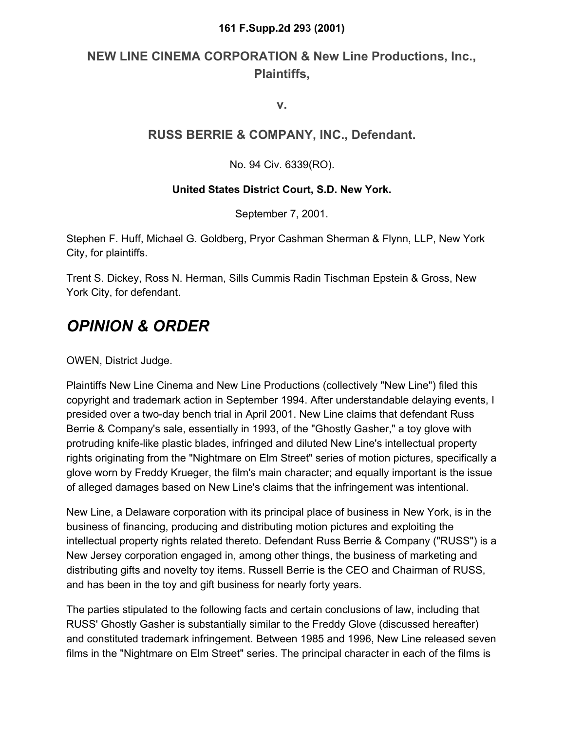**161 F.Supp.2d 293 (2001)**

## NEW LINE CINEMA CORPORATION & New Line Productions, Inc., Plaintiffs,

**v.**

## RUSS BERRIE & COMPANY, INC., Defendant.

No. 94 Civ. 6339(RO).

**United States District Court, S.D. New York.**

September 7, 2001.

Stephen F. Huff, Michael G. Goldberg, Pryor Cashman Sherman & Flynn, LLP, New York City, for plaintiffs.

Trent S. Dickey, Ross N. Herman, Sills Cummis Radin Tischman Epstein & Gross, New York City, for defendant.

# *OPINION & ORDER*

OWEN, District Judge.

Plaintiffs New Line Cinema and New Line Productions (collectively "New Line") filed this copyright and trademark action in September 1994. After understandable delaying events, I presided over a two-day bench trial in April 2001. New Line claims that defendant Russ Berrie & Company's sale, essentially in 1993, of the "Ghostly Gasher," a toy glove with protruding knife-like plastic blades, infringed and diluted New Line's intellectual property rights originating from the "Nightmare on Elm Street" series of motion pictures, specifically a glove worn by Freddy Krueger, the film's main character; and equally important is the issue of alleged damages based on New Line's claims that the infringement was intentional.

New Line, a Delaware corporation with its principal place of business in New York, is in the business of financing, producing and distributing motion pictures and exploiting the intellectual property rights related thereto. Defendant Russ Berrie & Company ("RUSS") is a New Jersey corporation engaged in, among other things, the business of marketing and distributing gifts and novelty toy items. Russell Berrie is the CEO and Chairman of RUSS, and has been in the toy and gift business for nearly forty years.

The parties stipulated to the following facts and certain conclusions of law, including that RUSS' Ghostly Gasher is substantially similar to the Freddy Glove (discussed hereafter) and constituted trademark infringement. Between 1985 and 1996, New Line released seven films in the "Nightmare on Elm Street" series. The principal character in each of the films is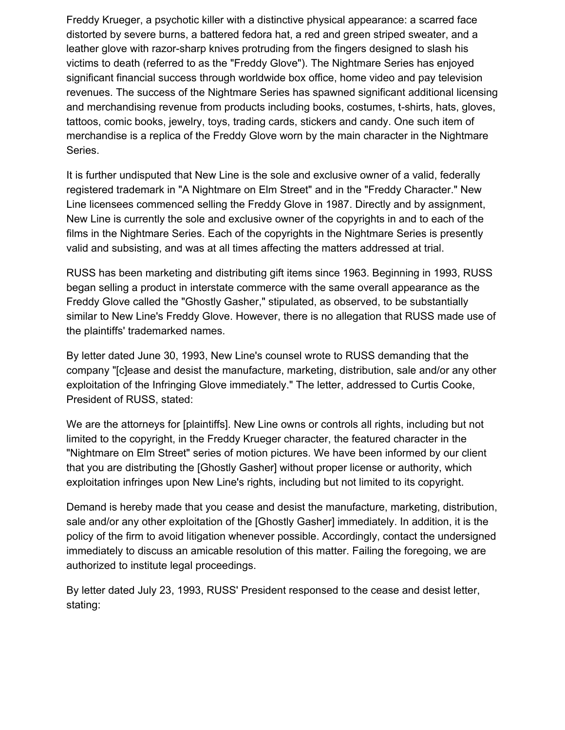Freddy Krueger, a psychotic killer with a distinctive physical appearance: a scarred face distorted by severe burns, a battered fedora hat, a red and green striped sweater, and a leather glove with razor-sharp knives protruding from the fingers designed to slash his victims to death (referred to as the "Freddy Glove"). The Nightmare Series has enjoyed significant financial success through worldwide box office, home video and pay television revenues. The success of the Nightmare Series has spawned significant additional licensing and merchandising revenue from products including books, costumes, t-shirts, hats, gloves, tattoos, comic books, jewelry, toys, trading cards, stickers and candy. One such item of merchandise is a replica of the Freddy Glove worn by the main character in the Nightmare Series.

It is further undisputed that New Line is the sole and exclusive owner of a valid, federally registered trademark in "A Nightmare on Elm Street" and in the "Freddy Character." New Line licensees commenced selling the Freddy Glove in 1987. Directly and by assignment, New Line is currently the sole and exclusive owner of the copyrights in and to each of the films in the Nightmare Series. Each of the copyrights in the Nightmare Series is presently valid and subsisting, and was at all times affecting the matters addressed at trial.

RUSS has been marketing and distributing gift items since 1963. Beginning in 1993, RUSS began selling a product in interstate commerce with the same overall appearance as the Freddy Glove called the "Ghostly Gasher," stipulated, as observed, to be substantially similar to New Line's Freddy Glove. However, there is no allegation that RUSS made use of the plaintiffs' trademarked names.

By letter dated June 30, 1993, New Line's counsel wrote to RUSS demanding that the company "[c]ease and desist the manufacture, marketing, distribution, sale and/or any other exploitation of the Infringing Glove immediately." The letter, addressed to Curtis Cooke, President of RUSS, stated:

We are the attorneys for [plaintiffs]. New Line owns or controls all rights, including but not limited to the copyright, in the Freddy Krueger character, the featured character in the "Nightmare on Elm Street" series of motion pictures. We have been informed by our client that you are distributing the [Ghostly Gasher] without proper license or authority, which exploitation infringes upon New Line's rights, including but not limited to its copyright.

Demand is hereby made that you cease and desist the manufacture, marketing, distribution, sale and/or any other exploitation of the [Ghostly Gasher] immediately. In addition, it is the policy of the firm to avoid litigation whenever possible. Accordingly, contact the undersigned immediately to discuss an amicable resolution of this matter. Failing the foregoing, we are authorized to institute legal proceedings.

By letter dated July 23, 1993, RUSS' President responsed to the cease and desist letter, stating: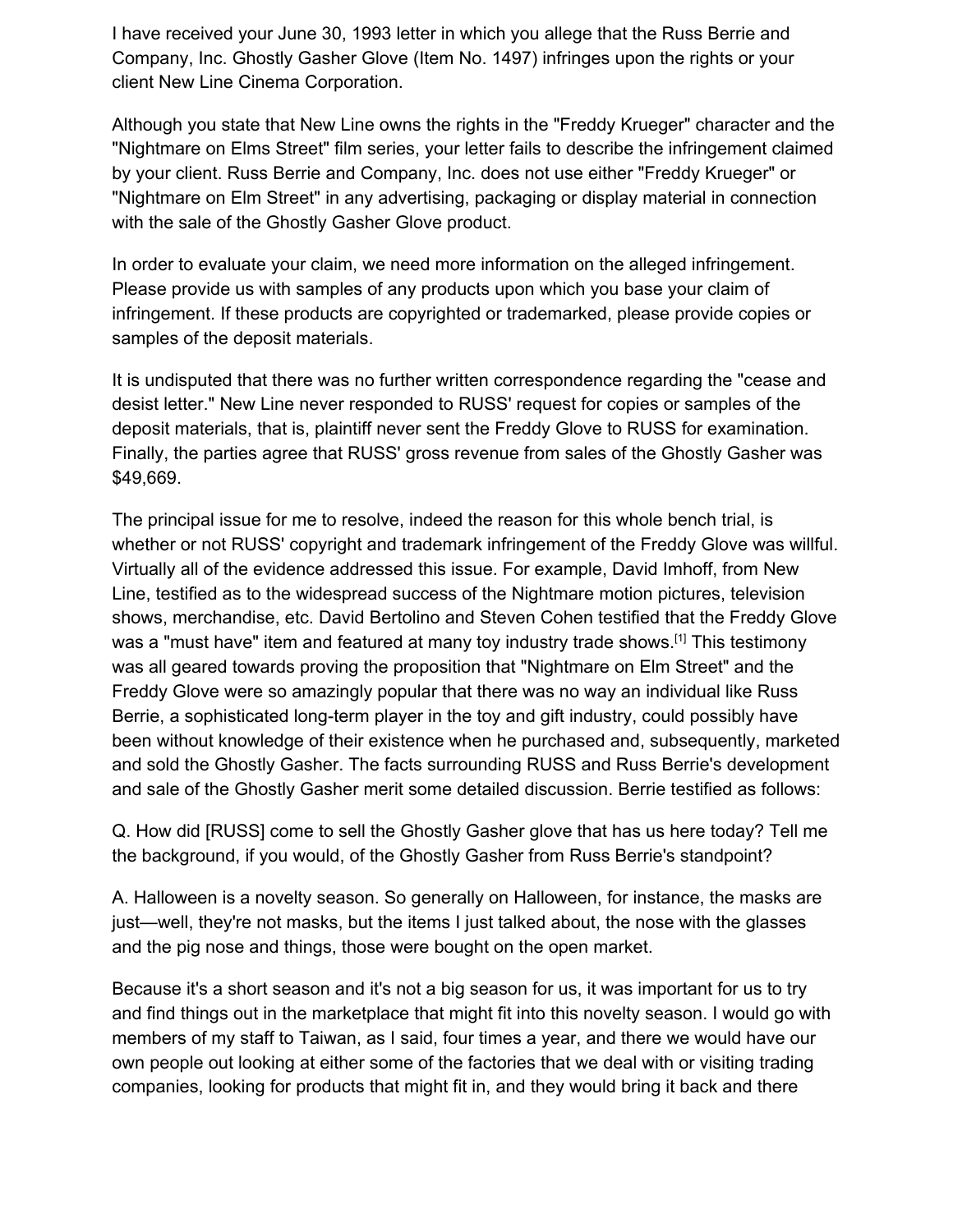I have received your June 30, 1993 letter in which you allege that the Russ Berrie and Company, Inc. Ghostly Gasher Glove (Item No. 1497) infringes upon the rights or your client New Line Cinema Corporation.

Although you state that New Line owns the rights in the "Freddy Krueger" character and the "Nightmare on Elms Street" film series, your letter fails to describe the infringement claimed by your client. Russ Berrie and Company, Inc. does not use either "Freddy Krueger" or "Nightmare on Elm Street" in any advertising, packaging or display material in connection with the sale of the Ghostly Gasher Glove product.

In order to evaluate your claim, we need more information on the alleged infringement. Please provide us with samples of any products upon which you base your claim of infringement. If these products are copyrighted or trademarked, please provide copies or samples of the deposit materials.

It is undisputed that there was no further written correspondence regarding the "cease and desist letter." New Line never responded to RUSS' request for copies or samples of the deposit materials, that is, plaintiff never sent the Freddy Glove to RUSS for examination. Finally, the parties agree that RUSS' gross revenue from sales of the Ghostly Gasher was $49,669.

The principal issue for me to resolve, indeed the reason for this whole bench trial, is whether or not RUSS' copyright and trademark infringement of the Freddy Glove was willful. Virtually all of the evidence addressed this issue. For example, David Imhoff, from New Line, testified as to the widespread success of the Nightmare motion pictures, television shows, merchandise, etc. David Bertolino and Steven Cohen testified that the Freddy Glove was a "must have" item and featured at many toy industry trade shows.[1] This testimony was all geared towards proving the proposition that "Nightmare on Elm Street" and the Freddy Glove were so amazingly popular that there was no way an individual like Russ Berrie, a sophisticated long-term player in the toy and gift industry, could possibly have been without knowledge of their existence when he purchased and, subsequently, marketed and sold the Ghostly Gasher. The facts surrounding RUSS and Russ Berrie's development and sale of the Ghostly Gasher merit some detailed discussion. Berrie testified as follows:

Q. How did [RUSS] come to sell the Ghostly Gasher glove that has us here today? Tell me the background, if you would, of the Ghostly Gasher from Russ Berrie's standpoint?

A. Halloween is a novelty season. So generally on Halloween, for instance, the masks are just—well, they're not masks, but the items I just talked about, the nose with the glasses and the pig nose and things, those were bought on the open market.

Because it's a short season and it's not a big season for us, it was important for us to try and find things out in the marketplace that might fit into this novelty season. I would go with members of my staff to Taiwan, as I said, four times a year, and there we would have our own people out looking at either some of the factories that we deal with or visiting trading companies, looking for products that might fit in, and they would bring it back and there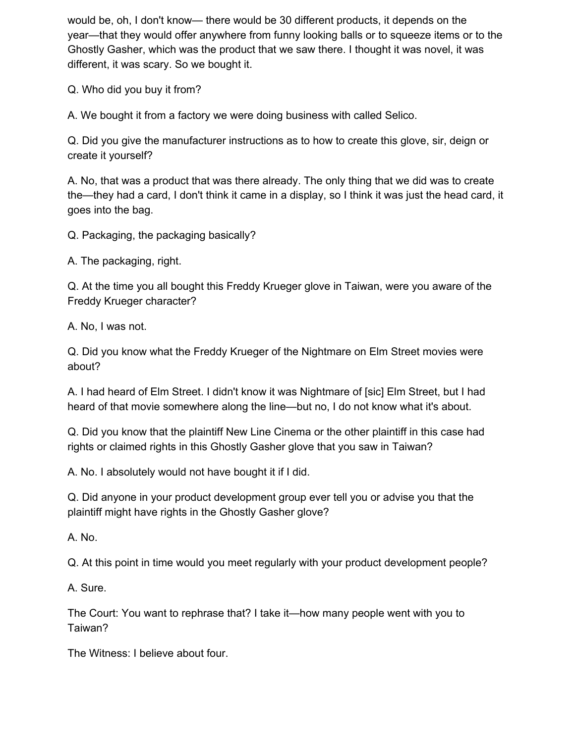would be, oh, I don't know— there would be 30 different products, it depends on the year—that they would offer anywhere from funny looking balls or to squeeze items or to the Ghostly Gasher, which was the product that we saw there. I thought it was novel, it was different, it was scary. So we bought it.

Q. Who did you buy it from?

A. We bought it from a factory we were doing business with called Selico.

Q. Did you give the manufacturer instructions as to how to create this glove, sir, deign or create it yourself?

A. No, that was a product that was there already. The only thing that we did was to create the—they had a card, I don't think it came in a display, so I think it was just the head card, it goes into the bag.

Q. Packaging, the packaging basically?

A. The packaging, right.

Q. At the time you all bought this Freddy Krueger glove in Taiwan, were you aware of the Freddy Krueger character?

A. No, I was not.

Q. Did you know what the Freddy Krueger of the Nightmare on Elm Street movies were about?

A. I had heard of Elm Street. I didn't know it was Nightmare of [sic] Elm Street, but I had heard of that movie somewhere along the line—but no, I do not know what it's about.

Q. Did you know that the plaintiff New Line Cinema or the other plaintiff in this case had rights or claimed rights in this Ghostly Gasher glove that you saw in Taiwan?

A. No. I absolutely would not have bought it if I did.

Q. Did anyone in your product development group ever tell you or advise you that the plaintiff might have rights in the Ghostly Gasher glove?

A. No.

Q. At this point in time would you meet regularly with your product development people?

A. Sure.

The Court: You want to rephrase that? I take it—how many people went with you to Taiwan?

The Witness: I believe about four.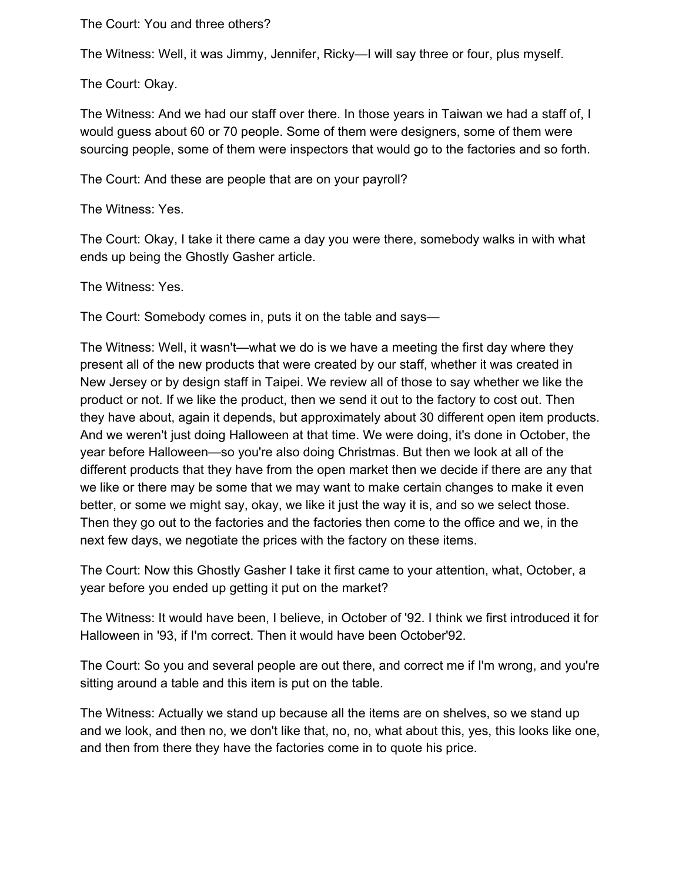The Court: You and three others?

The Witness: Well, it was Jimmy, Jennifer, Ricky—I will say three or four, plus myself.

The Court: Okay.

The Witness: And we had our staff over there. In those years in Taiwan we had a staff of, I would guess about 60 or 70 people. Some of them were designers, some of them were sourcing people, some of them were inspectors that would go to the factories and so forth.

The Court: And these are people that are on your payroll?

The Witness: Yes.

The Court: Okay, I take it there came a day you were there, somebody walks in with what ends up being the Ghostly Gasher article.

The Witness: Yes.

The Court: Somebody comes in, puts it on the table and says—

The Witness: Well, it wasn't—what we do is we have a meeting the first day where they present all of the new products that were created by our staff, whether it was created in New Jersey or by design staff in Taipei. We review all of those to say whether we like the product or not. If we like the product, then we send it out to the factory to cost out. Then they have about, again it depends, but approximately about 30 different open item products. And we weren't just doing Halloween at that time. We were doing, it's done in October, the year before Halloween—so you're also doing Christmas. But then we look at all of the different products that they have from the open market then we decide if there are any that we like or there may be some that we may want to make certain changes to make it even better, or some we might say, okay, we like it just the way it is, and so we select those. Then they go out to the factories and the factories then come to the office and we, in the next few days, we negotiate the prices with the factory on these items.

The Court: Now this Ghostly Gasher I take it first came to your attention, what, October, a year before you ended up getting it put on the market?

The Witness: It would have been, I believe, in October of '92. I think we first introduced it for Halloween in '93, if I'm correct. Then it would have been October'92.

The Court: So you and several people are out there, and correct me if I'm wrong, and you're sitting around a table and this item is put on the table.

The Witness: Actually we stand up because all the items are on shelves, so we stand up and we look, and then no, we don't like that, no, no, what about this, yes, this looks like one, and then from there they have the factories come in to quote his price.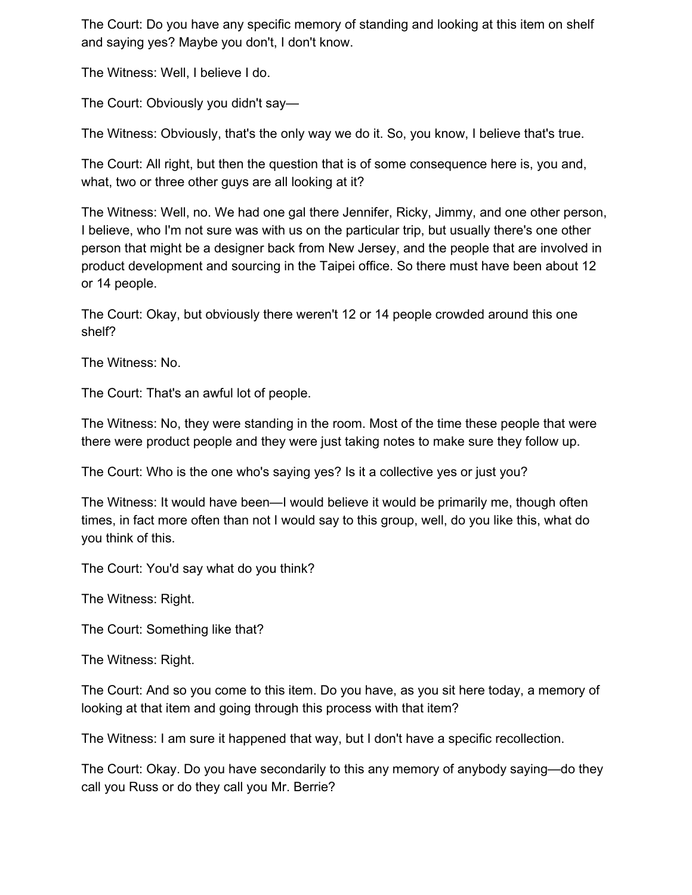The Court: Do you have any specific memory of standing and looking at this item on shelf and saying yes? Maybe you don't, I don't know.

The Witness: Well, I believe I do.

The Court: Obviously you didn't say—

The Witness: Obviously, that's the only way we do it. So, you know, I believe that's true.

The Court: All right, but then the question that is of some consequence here is, you and, what, two or three other guys are all looking at it?

The Witness: Well, no. We had one gal there Jennifer, Ricky, Jimmy, and one other person, I believe, who I'm not sure was with us on the particular trip, but usually there's one other person that might be a designer back from New Jersey, and the people that are involved in product development and sourcing in the Taipei office. So there must have been about 12 or 14 people.

The Court: Okay, but obviously there weren't 12 or 14 people crowded around this one shelf?

The Witness: No.

The Court: That's an awful lot of people.

The Witness: No, they were standing in the room. Most of the time these people that were there were product people and they were just taking notes to make sure they follow up.

The Court: Who is the one who's saying yes? Is it a collective yes or just you?

The Witness: It would have been—I would believe it would be primarily me, though often times, in fact more often than not I would say to this group, well, do you like this, what do you think of this.

The Court: You'd say what do you think?

The Witness: Right.

The Court: Something like that?

The Witness: Right.

The Court: And so you come to this item. Do you have, as you sit here today, a memory of looking at that item and going through this process with that item?

The Witness: I am sure it happened that way, but I don't have a specific recollection.

The Court: Okay. Do you have secondarily to this any memory of anybody saying—do they call you Russ or do they call you Mr. Berrie?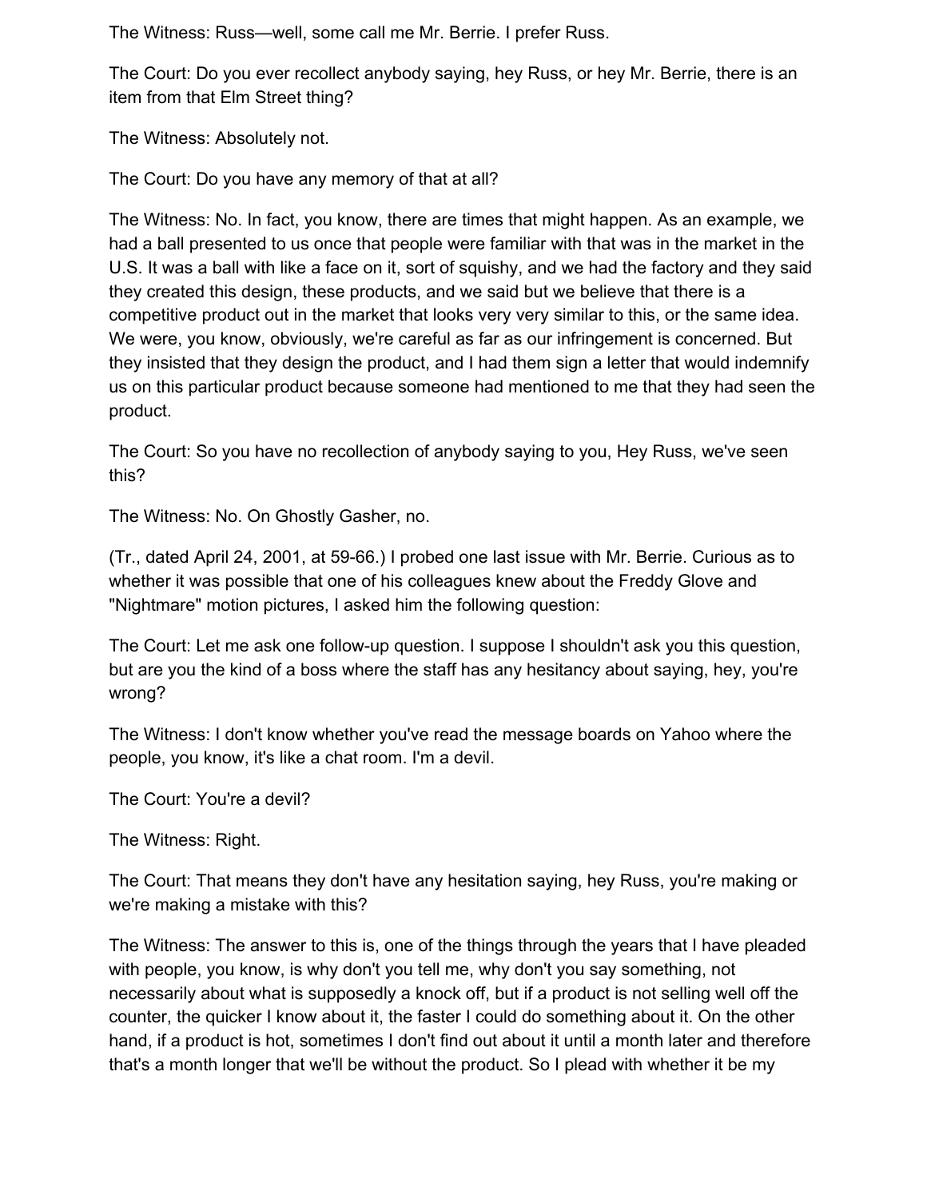The Witness: Russ—well, some call me Mr. Berrie. I prefer Russ.

The Court: Do you ever recollect anybody saying, hey Russ, or hey Mr. Berrie, there is an item from that Elm Street thing?

The Witness: Absolutely not.

The Court: Do you have any memory of that at all?

The Witness: No. In fact, you know, there are times that might happen. As an example, we had a ball presented to us once that people were familiar with that was in the market in the U.S. It was a ball with like a face on it, sort of squishy, and we had the factory and they said they created this design, these products, and we said but we believe that there is a competitive product out in the market that looks very very similar to this, or the same idea. We were, you know, obviously, we're careful as far as our infringement is concerned. But they insisted that they design the product, and I had them sign a letter that would indemnify us on this particular product because someone had mentioned to me that they had seen the product.

The Court: So you have no recollection of anybody saying to you, Hey Russ, we've seen this?

The Witness: No. On Ghostly Gasher, no.

(Tr., dated April 24, 2001, at 59-66.) I probed one last issue with Mr. Berrie. Curious as to whether it was possible that one of his colleagues knew about the Freddy Glove and "Nightmare" motion pictures, I asked him the following question:

The Court: Let me ask one follow-up question. I suppose I shouldn't ask you this question, but are you the kind of a boss where the staff has any hesitancy about saying, hey, you're wrong?

The Witness: I don't know whether you've read the message boards on Yahoo where the people, you know, it's like a chat room. I'm a devil.

The Court: You're a devil?

The Witness: Right.

The Court: That means they don't have any hesitation saying, hey Russ, you're making or we're making a mistake with this?

The Witness: The answer to this is, one of the things through the years that I have pleaded with people, you know, is why don't you tell me, why don't you say something, not necessarily about what is supposedly a knock off, but if a product is not selling well off the counter, the quicker I know about it, the faster I could do something about it. On the other hand, if a product is hot, sometimes I don't find out about it until a month later and therefore that's a month longer that we'll be without the product. So I plead with whether it be my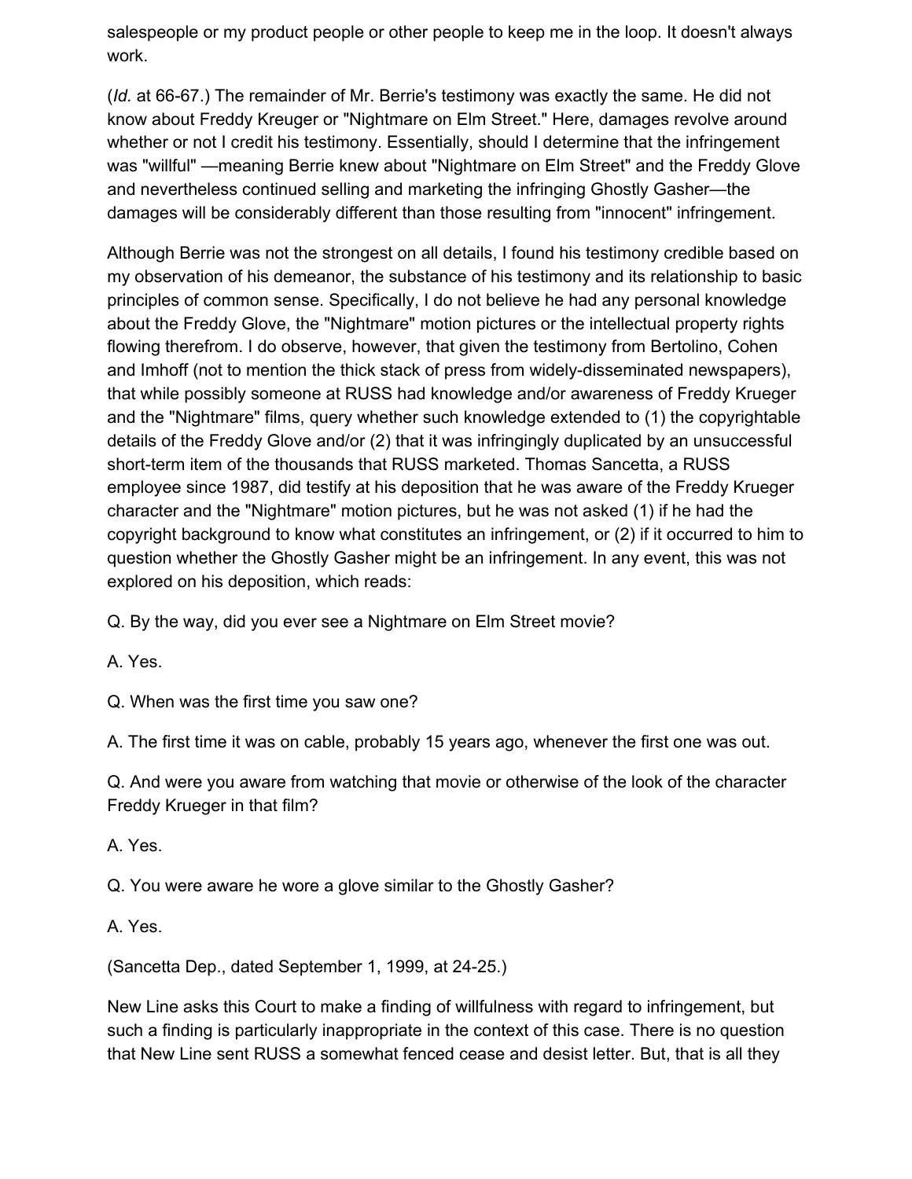salespeople or my product people or other people to keep me in the loop. It doesn't always work.

(*Id.* at 66-67.) The remainder of Mr. Berrie's testimony was exactly the same. He did not know about Freddy Kreuger or "Nightmare on Elm Street." Here, damages revolve around whether or not I credit his testimony. Essentially, should I determine that the infringement was "willful" —meaning Berrie knew about "Nightmare on Elm Street" and the Freddy Glove and nevertheless continued selling and marketing the infringing Ghostly Gasher—the damages will be considerably different than those resulting from "innocent" infringement.

Although Berrie was not the strongest on all details, I found his testimony credible based on my observation of his demeanor, the substance of his testimony and its relationship to basic principles of common sense. Specifically, I do not believe he had any personal knowledge about the Freddy Glove, the "Nightmare" motion pictures or the intellectual property rights flowing therefrom. I do observe, however, that given the testimony from Bertolino, Cohen and Imhoff (not to mention the thick stack of press from widely-disseminated newspapers), that while possibly someone at RUSS had knowledge and/or awareness of Freddy Krueger and the "Nightmare" films, query whether such knowledge extended to (1) the copyrightable details of the Freddy Glove and/or (2) that it was infringingly duplicated by an unsuccessful short-term item of the thousands that RUSS marketed. Thomas Sancetta, a RUSS employee since 1987, did testify at his deposition that he was aware of the Freddy Krueger character and the "Nightmare" motion pictures, but he was not asked (1) if he had the copyright background to know what constitutes an infringement, or (2) if it occurred to him to question whether the Ghostly Gasher might be an infringement. In any event, this was not explored on his deposition, which reads:

Q. By the way, did you ever see a Nightmare on Elm Street movie?

A. Yes.

Q. When was the first time you saw one?

A. The first time it was on cable, probably 15 years ago, whenever the first one was out.

Q. And were you aware from watching that movie or otherwise of the look of the character Freddy Krueger in that film?

A. Yes.

Q. You were aware he wore a glove similar to the Ghostly Gasher?

A. Yes.

(Sancetta Dep., dated September 1, 1999, at 24-25.)

New Line asks this Court to make a finding of willfulness with regard to infringement, but such a finding is particularly inappropriate in the context of this case. There is no question that New Line sent RUSS a somewhat fenced cease and desist letter. But, that is all they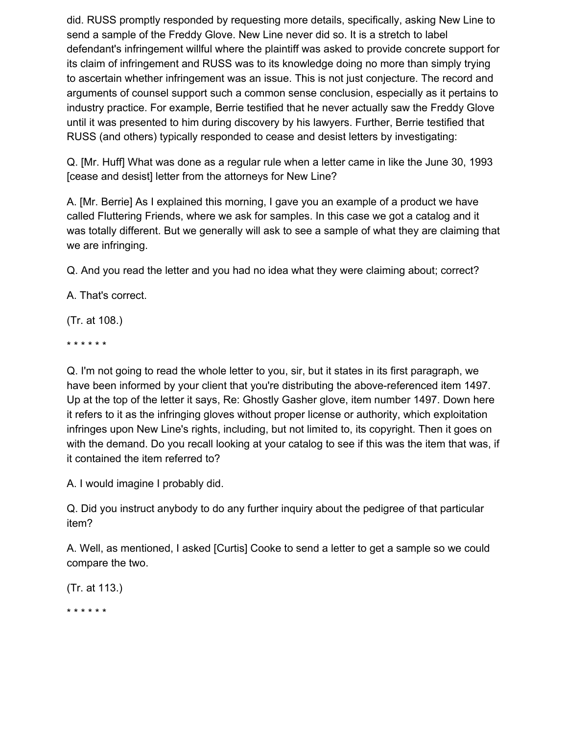did. RUSS promptly responded by requesting more details, specifically, asking New Line to send a sample of the Freddy Glove. New Line never did so. It is a stretch to label defendant's infringement willful where the plaintiff was asked to provide concrete support for its claim of infringement and RUSS was to its knowledge doing no more than simply trying to ascertain whether infringement was an issue. This is not just conjecture. The record and arguments of counsel support such a common sense conclusion, especially as it pertains to industry practice. For example, Berrie testified that he never actually saw the Freddy Glove until it was presented to him during discovery by his lawyers. Further, Berrie testified that RUSS (and others) typically responded to cease and desist letters by investigating:

Q. [Mr. Huff] What was done as a regular rule when a letter came in like the June 30, 1993 [cease and desist] letter from the attorneys for New Line?

A. [Mr. Berrie] As I explained this morning, I gave you an example of a product we have called Fluttering Friends, where we ask for samples. In this case we got a catalog and it was totally different. But we generally will ask to see a sample of what they are claiming that we are infringing.

Q. And you read the letter and you had no idea what they were claiming about; correct?

A. That's correct.

(Tr. at 108.)

* * * * * *

Q. I'm not going to read the whole letter to you, sir, but it states in its first paragraph, we have been informed by your client that you're distributing the above-referenced item 1497. Up at the top of the letter it says, Re: Ghostly Gasher glove, item number 1497. Down here it refers to it as the infringing gloves without proper license or authority, which exploitation infringes upon New Line's rights, including, but not limited to, its copyright. Then it goes on with the demand. Do you recall looking at your catalog to see if this was the item that was, if it contained the item referred to?

A. I would imagine I probably did.

Q. Did you instruct anybody to do any further inquiry about the pedigree of that particular item?

A. Well, as mentioned, I asked [Curtis] Cooke to send a letter to get a sample so we could compare the two.

(Tr. at 113.)

* * * * * *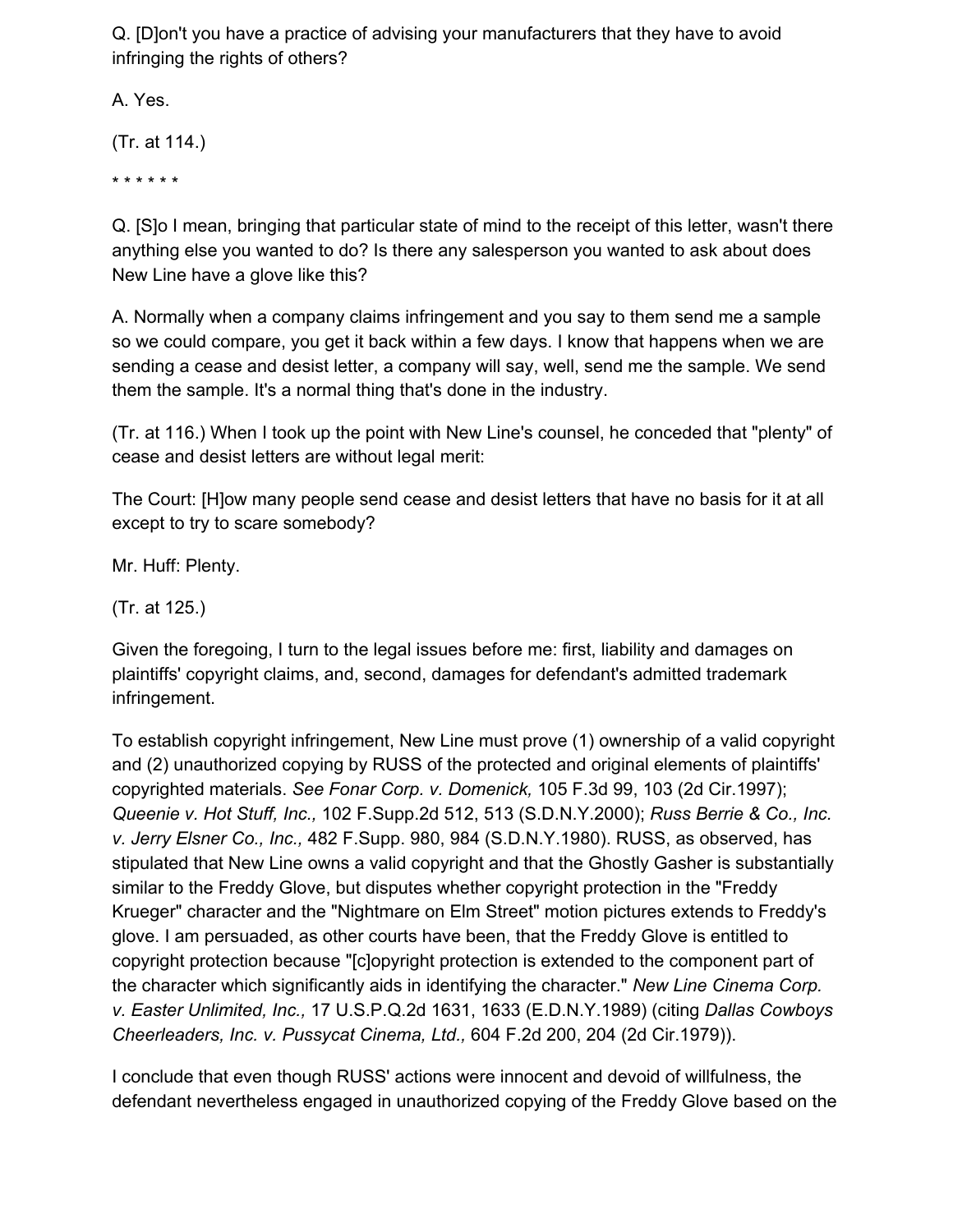Q. [D]on't you have a practice of advising your manufacturers that they have to avoid infringing the rights of others?

A. Yes.

(Tr. at 114.)

\* \* \* \* \* \*

Q. [S]o I mean, bringing that particular state of mind to the receipt of this letter, wasn't there anything else you wanted to do? Is there any salesperson you wanted to ask about does New Line have a glove like this?

A. Normally when a company claims infringement and you say to them send me a sample so we could compare, you get it back within a few days. I know that happens when we are sending a cease and desist letter, a company will say, well, send me the sample. We send them the sample. It's a normal thing that's done in the industry.

(Tr. at 116.) When I took up the point with New Line's counsel, he conceded that "plenty" of cease and desist letters are without legal merit:

The Court: [H]ow many people send cease and desist letters that have no basis for it at all except to try to scare somebody?

Mr. Huff: Plenty.

(Tr. at 125.)

Given the foregoing, I turn to the legal issues before me: first, liability and damages on plaintiffs' copyright claims, and, second, damages for defendant's admitted trademark infringement.

To establish copyright infringement, New Line must prove (1) ownership of a valid copyright and (2) unauthorized copying by RUSS of the protected and original elements of plaintiffs' copyrighted materials. *See Fonar Corp. v. Domenick,* 105 F.3d 99, 103 (2d Cir.1997); *Queenie v. Hot Stuff, Inc.,* 102 F.Supp.2d 512, 513 (S.D.N.Y.2000); *Russ Berrie & Co., Inc. v. Jerry Elsner Co., Inc.,* 482 F.Supp. 980, 984 (S.D.N.Y.1980). RUSS, as observed, has stipulated that New Line owns a valid copyright and that the Ghostly Gasher is substantially similar to the Freddy Glove, but disputes whether copyright protection in the "Freddy Krueger" character and the "Nightmare on Elm Street" motion pictures extends to Freddy's glove. I am persuaded, as other courts have been, that the Freddy Glove is entitled to copyright protection because "[c]opyright protection is extended to the component part of the character which significantly aids in identifying the character." *New Line Cinema Corp. v. Easter Unlimited, Inc.,* 17 U.S.P.Q.2d 1631, 1633 (E.D.N.Y.1989) (citing *Dallas Cowboys Cheerleaders, Inc. v. Pussycat Cinema, Ltd.,* 604 F.2d 200, 204 (2d Cir.1979)).

I conclude that even though RUSS' actions were innocent and devoid of willfulness, the defendant nevertheless engaged in unauthorized copying of the Freddy Glove based on the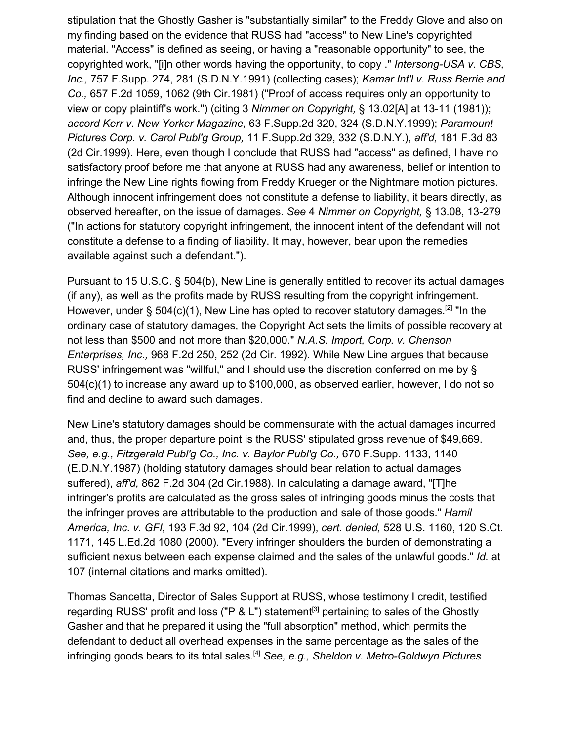stipulation that the Ghostly Gasher is "substantially similar" to the Freddy Glove and also on my finding based on the evidence that RUSS had "access" to New Line's copyrighted material. "Access" is defined as seeing, or having a "reasonable opportunity" to see, the copyrighted work, "[i]n other words having the opportunity, to copy ." *Intersong-USA v. CBS, Inc.,* 757 F.Supp. 274, 281 (S.D.N.Y.1991) (collecting cases); *Kamar Int'l v. Russ Berrie and Co.,* 657 F.2d 1059, 1062 (9th Cir.1981) ("Proof of access requires only an opportunity to view or copy plaintiff's work.") (citing 3 *Nimmer on Copyright,* § 13.02[A] at 13-11 (1981)); *accord Kerr v. New Yorker Magazine,* 63 F.Supp.2d 320, 324 (S.D.N.Y.1999); *Paramount Pictures Corp. v. Carol Publ'g Group,* 11 F.Supp.2d 329, 332 (S.D.N.Y.), *aff'd,* 181 F.3d 83 (2d Cir.1999). Here, even though I conclude that RUSS had "access" as defined, I have no satisfactory proof before me that anyone at RUSS had any awareness, belief or intention to infringe the New Line rights flowing from Freddy Krueger or the Nightmare motion pictures. Although innocent infringement does not constitute a defense to liability, it bears directly, as observed hereafter, on the issue of damages. *See* 4 *Nimmer on Copyright,* § 13.08, 13-279 ("In actions for statutory copyright infringement, the innocent intent of the defendant will not constitute a defense to a finding of liability. It may, however, bear upon the remedies available against such a defendant.").

Pursuant to 15 U.S.C. § 504(b), New Line is generally entitled to recover its actual damages (if any), as well as the profits made by RUSS resulting from the copyright infringement. However, under § 504(c)(1), New Line has opted to recover statutory damages.[2] "In the ordinary case of statutory damages, the Copyright Act sets the limits of possible recovery at not less than $500 and not more than $20,000." *N.A.S. Import, Corp. v. Chenson Enterprises, Inc.,* 968 F.2d 250, 252 (2d Cir. 1992). While New Line argues that because RUSS' infringement was "willful," and I should use the discretion conferred on me by § 504(c)(1) to increase any award up to $100,000, as observed earlier, however, I do not so find and decline to award such damages.

New Line's statutory damages should be commensurate with the actual damages incurred and, thus, the proper departure point is the RUSS' stipulated gross revenue of $49,669. *See, e.g., Fitzgerald Publ'g Co., Inc. v. Baylor Publ'g Co.,* 670 F.Supp. 1133, 1140 (E.D.N.Y.1987) (holding statutory damages should bear relation to actual damages suffered), *aff'd,* 862 F.2d 304 (2d Cir.1988). In calculating a damage award, "[T]he infringer's profits are calculated as the gross sales of infringing goods minus the costs that the infringer proves are attributable to the production and sale of those goods." *Hamil America, Inc. v. GFI,* 193 F.3d 92, 104 (2d Cir.1999), *cert. denied,* 528 U.S. 1160, 120 S.Ct. 1171, 145 L.Ed.2d 1080 (2000). "Every infringer shoulders the burden of demonstrating a sufficient nexus between each expense claimed and the sales of the unlawful goods." *Id.* at 107 (internal citations and marks omitted).

Thomas Sancetta, Director of Sales Support at RUSS, whose testimony I credit, testified regarding RUSS' profit and loss ("P & L") statement[3] pertaining to sales of the Ghostly Gasher and that he prepared it using the "full absorption" method, which permits the defendant to deduct all overhead expenses in the same percentage as the sales of the infringing goods bears to its total sales.[4] *See, e.g., Sheldon v. Metro-Goldwyn Pictures*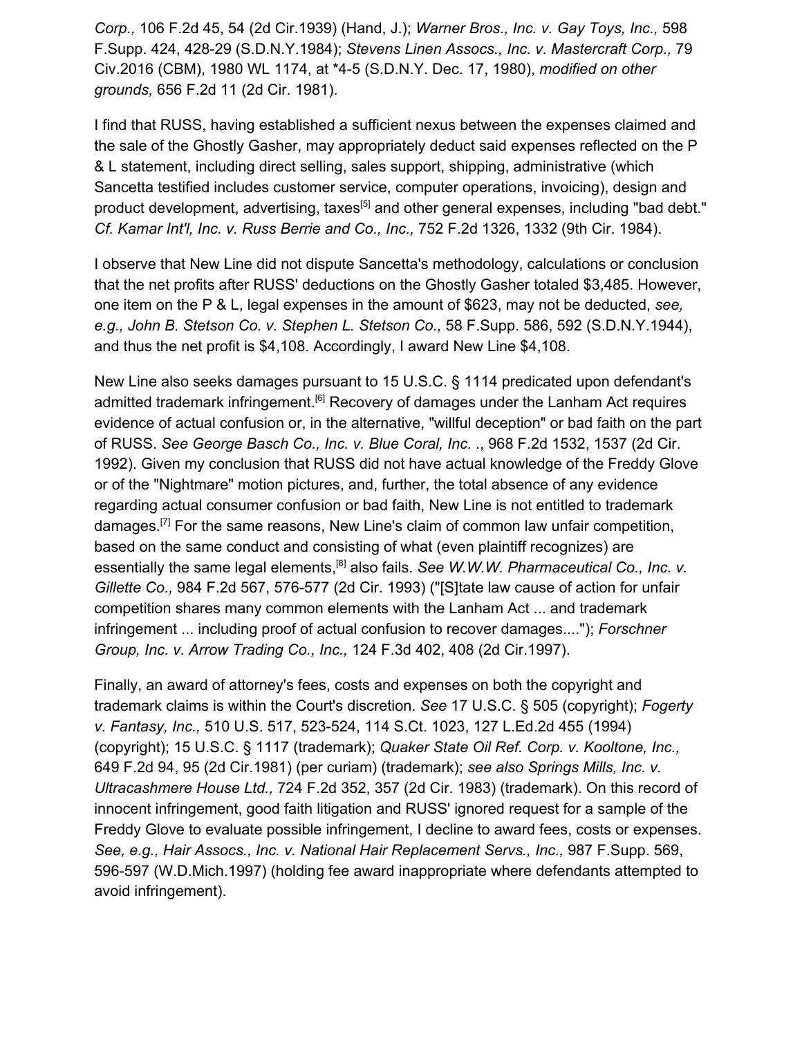*Corp.,* 106 F.2d 45, 54 (2d Cir.1939) (Hand, J.); *Warner Bros., Inc. v. Gay Toys, Inc.,* 598 F.Supp. 424, 428-29 (S.D.N.Y.1984); *Stevens Linen Assocs., Inc. v. Mastercraft Corp.,* 79 Civ.2016 (CBM), 1980 WL 1174, at *4-5 (S.D.N.Y. Dec. 17, 1980), *modified on other grounds,* 656 F.2d 11 (2d Cir. 1981).

I find that RUSS, having established a sufficient nexus between the expenses claimed and the sale of the Ghostly Gasher, may appropriately deduct said expenses reflected on the P & L statement, including direct selling, sales support, shipping, administrative (which Sancetta testified includes customer service, computer operations, invoicing), design and product development, advertising, taxes[5] and other general expenses, including "bad debt." *Cf. Kamar Int'l, Inc. v. Russ Berrie and Co., Inc.,* 752 F.2d 1326, 1332 (9th Cir. 1984).

I observe that New Line did not dispute Sancetta's methodology, calculations or conclusion that the net profits after RUSS' deductions on the Ghostly Gasher totaled $3,485. However, one item on the P & L, legal expenses in the amount of $623, may not be deducted, *see, e.g., John B. Stetson Co. v. Stephen L. Stetson Co.,* 58 F.Supp. 586, 592 (S.D.N.Y.1944), and thus the net profit is $4,108. Accordingly, I award New Line $4,108.

New Line also seeks damages pursuant to 15 U.S.C. § 1114 predicated upon defendant's admitted trademark infringement.[6] Recovery of damages under the Lanham Act requires evidence of actual confusion or, in the alternative, "willful deception" or bad faith on the part of RUSS. *See George Basch Co., Inc. v. Blue Coral, Inc.* ., 968 F.2d 1532, 1537 (2d Cir. 1992). Given my conclusion that RUSS did not have actual knowledge of the Freddy Glove or of the "Nightmare" motion pictures, and, further, the total absence of any evidence regarding actual consumer confusion or bad faith, New Line is not entitled to trademark damages.[7] For the same reasons, New Line's claim of common law unfair competition, based on the same conduct and consisting of what (even plaintiff recognizes) are essentially the same legal elements,[8] also fails. *See W.W.W. Pharmaceutical Co., Inc. v. Gillette Co.,* 984 F.2d 567, 576-577 (2d Cir. 1993) ("[S]tate law cause of action for unfair competition shares many common elements with the Lanham Act ... and trademark infringement ... including proof of actual confusion to recover damages...."); *Forschner Group, Inc. v. Arrow Trading Co., Inc.,* 124 F.3d 402, 408 (2d Cir.1997).

Finally, an award of attorney's fees, costs and expenses on both the copyright and trademark claims is within the Court's discretion. *See* 17 U.S.C. § 505 (copyright); *Fogerty v. Fantasy, Inc.,* 510 U.S. 517, 523-524, 114 S.Ct. 1023, 127 L.Ed.2d 455 (1994) (copyright); 15 U.S.C. § 1117 (trademark); *Quaker State Oil Ref. Corp. v. Kooltone, Inc.,* 649 F.2d 94, 95 (2d Cir.1981) (per curiam) (trademark); *see also Springs Mills, Inc. v. Ultracashmere House Ltd.,* 724 F.2d 352, 357 (2d Cir. 1983) (trademark). On this record of innocent infringement, good faith litigation and RUSS' ignored request for a sample of the Freddy Glove to evaluate possible infringement, I decline to award fees, costs or expenses. *See, e.g., Hair Assocs., Inc. v. National Hair Replacement Servs., Inc.,* 987 F.Supp. 569, 596-597 (W.D.Mich.1997) (holding fee award inappropriate where defendants attempted to avoid infringement).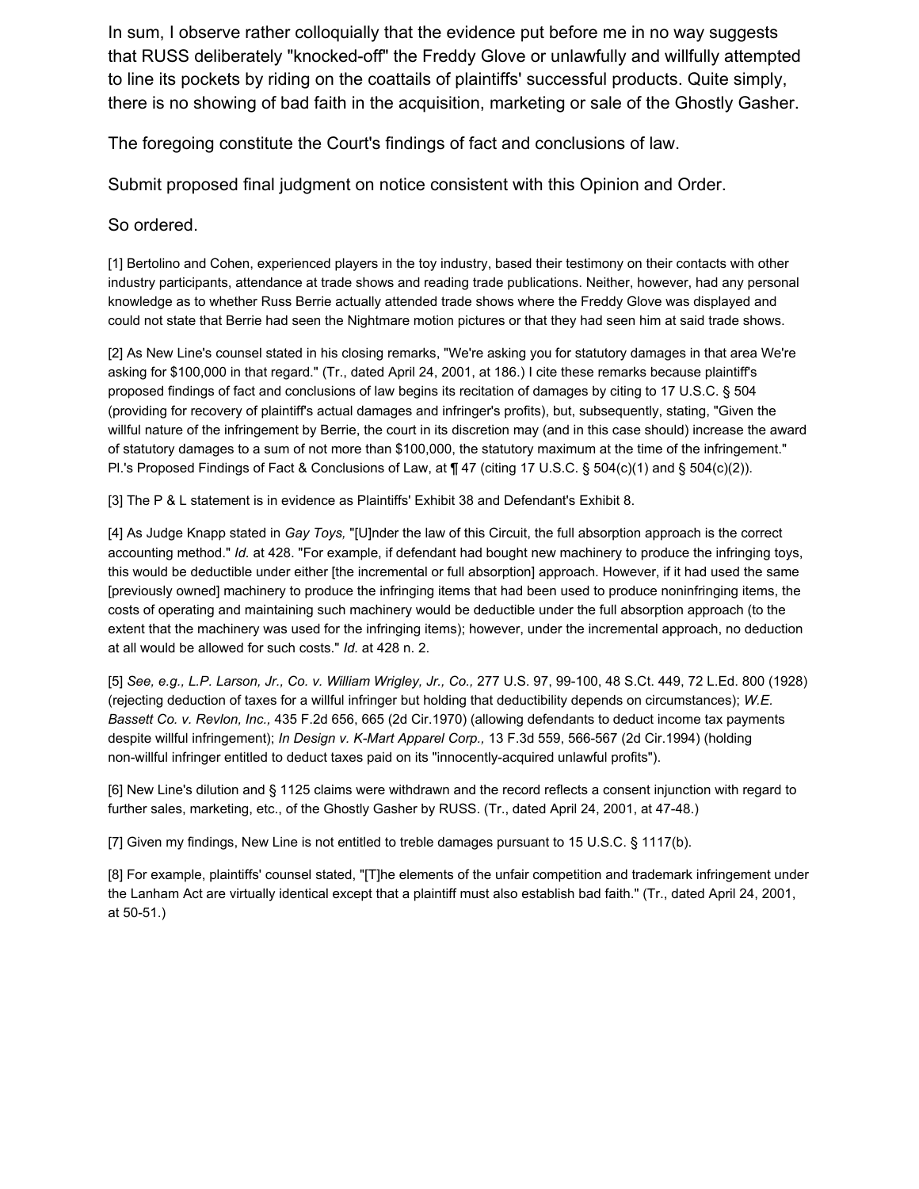In sum, I observe rather colloquially that the evidence put before me in no way suggests that RUSS deliberately "knocked-off" the Freddy Glove or unlawfully and willfully attempted to line its pockets by riding on the coattails of plaintiffs' successful products. Quite simply, there is no showing of bad faith in the acquisition, marketing or sale of the Ghostly Gasher.

The foregoing constitute the Court's findings of fact and conclusions of law.

Submit proposed final judgment on notice consistent with this Opinion and Order.

So ordered.

[1] Bertolino and Cohen, experienced players in the toy industry, based their testimony on their contacts with other industry participants, attendance at trade shows and reading trade publications. Neither, however, had any personal knowledge as to whether Russ Berrie actually attended trade shows where the Freddy Glove was displayed and could not state that Berrie had seen the Nightmare motion pictures or that they had seen him at said trade shows.

[2] As New Line's counsel stated in his closing remarks, "We're asking you for statutory damages in that area We're asking for $100,000 in that regard." (Tr., dated April 24, 2001, at 186.) I cite these remarks because plaintiff's proposed findings of fact and conclusions of law begins its recitation of damages by citing to 17 U.S.C. § 504 (providing for recovery of plaintiff's actual damages and infringer's profits), but, subsequently, stating, "Given the willful nature of the infringement by Berrie, the court in its discretion may (and in this case should) increase the award of statutory damages to a sum of not more than $100,000, the statutory maximum at the time of the infringement." Pl.'s Proposed Findings of Fact & Conclusions of Law, at ¶ 47 (citing 17 U.S.C. § 504(c)(1) and § 504(c)(2)).

[3] The P & L statement is in evidence as Plaintiffs' Exhibit 38 and Defendant's Exhibit 8.

[4] As Judge Knapp stated in *Gay Toys,* "[U]nder the law of this Circuit, the full absorption approach is the correct accounting method." *Id.* at 428. "For example, if defendant had bought new machinery to produce the infringing toys, this would be deductible under either [the incremental or full absorption] approach. However, if it had used the same [previously owned] machinery to produce the infringing items that had been used to produce noninfringing items, the costs of operating and maintaining such machinery would be deductible under the full absorption approach (to the extent that the machinery was used for the infringing items); however, under the incremental approach, no deduction at all would be allowed for such costs." *Id.* at 428 n. 2.

[5] *See, e.g., L.P. Larson, Jr., Co. v. William Wrigley, Jr., Co.,* 277 U.S. 97, 99-100, 48 S.Ct. 449, 72 L.Ed. 800 (1928) (rejecting deduction of taxes for a willful infringer but holding that deductibility depends on circumstances); *W.E. Bassett Co. v. Revlon, Inc.,* 435 F.2d 656, 665 (2d Cir.1970) (allowing defendants to deduct income tax payments despite willful infringement); *In Design v. K-Mart Apparel Corp.,* 13 F.3d 559, 566-567 (2d Cir.1994) (holding non-willful infringer entitled to deduct taxes paid on its "innocently-acquired unlawful profits").

[6] New Line's dilution and § 1125 claims were withdrawn and the record reflects a consent injunction with regard to further sales, marketing, etc., of the Ghostly Gasher by RUSS. (Tr., dated April 24, 2001, at 47-48.)

[7] Given my findings, New Line is not entitled to treble damages pursuant to 15 U.S.C. § 1117(b).

[8] For example, plaintiffs' counsel stated, "[T]he elements of the unfair competition and trademark infringement under the Lanham Act are virtually identical except that a plaintiff must also establish bad faith." (Tr., dated April 24, 2001, at 50-51.)